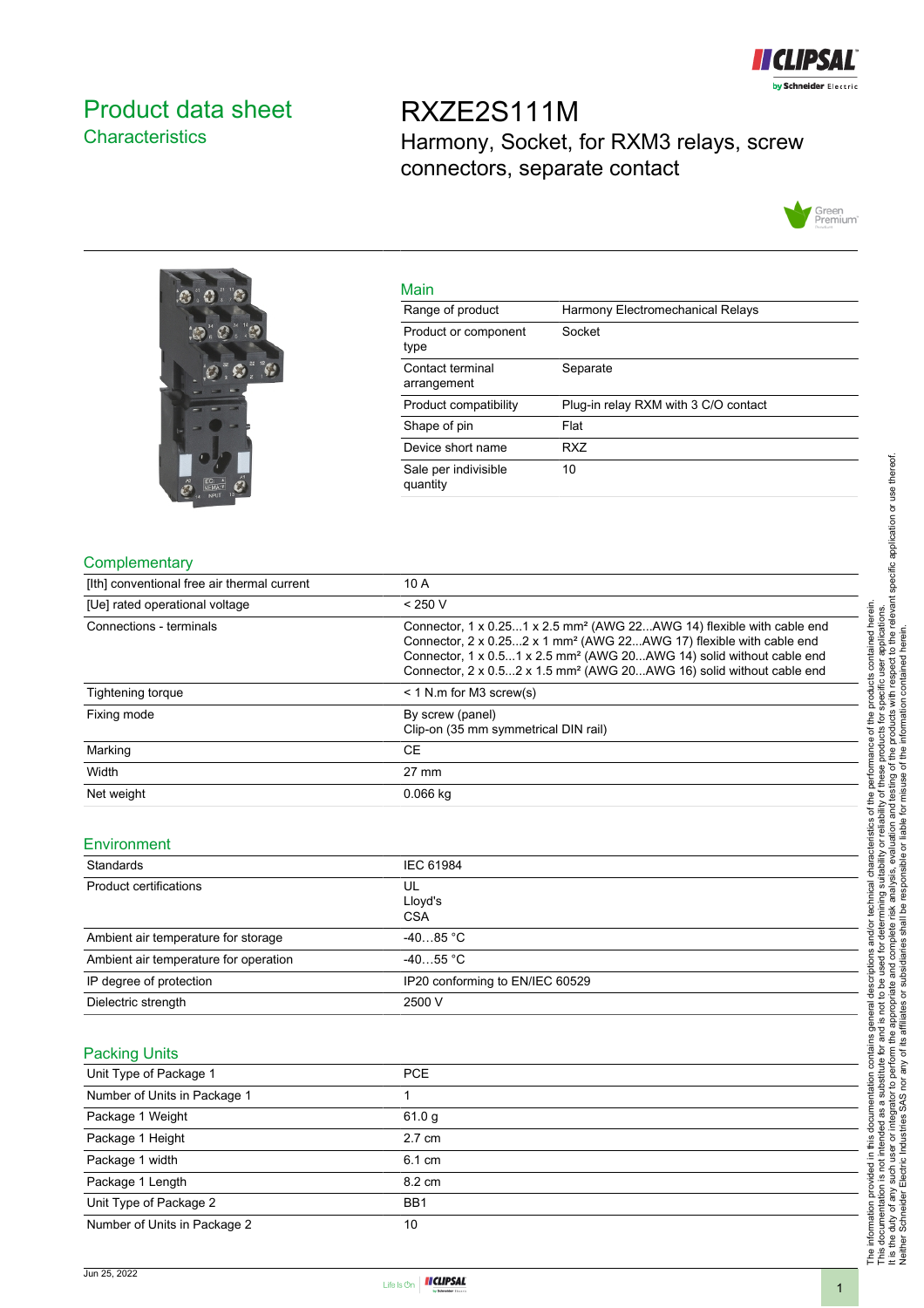# Product data sheet
## Characteristics

# RXZE2S111M
## Harmony, Socket, for RXM3 relays, screw connectors, separate contact

### Main

| | |
|---|---|
| Range of product | Harmony Electromechanical Relays |
| Product or component type | Socket |
| Contact terminal arrangement | Separate |
| Product compatibility | Plug-in relay RXM with 3 C/O contact |
| Shape of pin | Flat |
| Device short name | RXZ |
| Sale per indivisible quantity | 10 |

### Complementary

| | |
|---|---|
| [Ith] conventional free air thermal current | 10 A |
| [Ue] rated operational voltage | < 250 V |
| Connections - terminals | Connector, 1 x 0.25...1 x 2.5 mm² (AWG 22...AWG 14) flexible with cable end<br>Connector, 2 x 0.25...2 x 1 mm² (AWG 22...AWG 17) flexible with cable end<br>Connector, 1 x 0.5...1 x 2.5 mm² (AWG 20...AWG 14) solid without cable end<br>Connector, 2 x 0.5...2 x 1.5 mm² (AWG 20...AWG 16) solid without cable end |
| Tightening torque | < 1 N.m for M3 screw(s) |
| Fixing mode | By screw (panel)<br>Clip-on (35 mm symmetrical DIN rail) |
| Marking | CE |
| Width | 27 mm |
| Net weight | 0.066 kg |

### Environment

| | |
|---|---|
| Standards | IEC 61984 |
| Product certifications | UL<br>Lloyd's<br>CSA |
| Ambient air temperature for storage | -40…85 °C |
| Ambient air temperature for operation | -40…55 °C |
| IP degree of protection | IP20 conforming to EN/IEC 60529 |
| Dielectric strength | 2500 V |

### Packing Units

| | |
|---|---|
| Unit Type of Package 1 | PCE |
| Number of Units in Package 1 | 1 |
| Package 1 Weight | 61.0 g |
| Package 1 Height | 2.7 cm |
| Package 1 width | 6.1 cm |
| Package 1 Length | 8.2 cm |
| Unit Type of Package 2 | BB1 |
| Number of Units in Package 2 | 10 |

The information provided in this documentation contains general descriptions and/or technical characteristics of the performance of the products contained herein. This documentation is not intended as a substitute for and is not to be used for determining suitability or reliability of these products for specific user applications. It is the duty of any such user or integrator to perform the appropriate and complete risk analysis, evaluation and testing of the products with respect to the relevant specific application or use thereof. Neither Schneider Electric Industries SAS nor any of its affiliates or subsidiaries shall be responsible or liable for misuse of the information contained herein.

Jun 25, 2022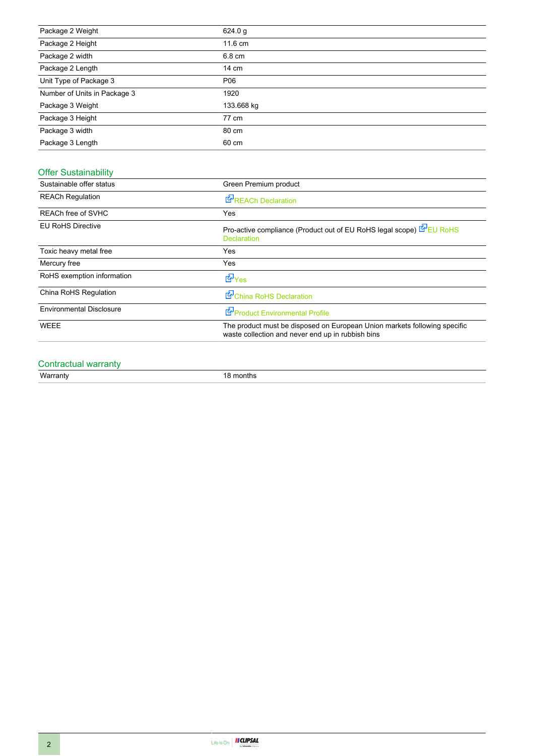| | |
|---|---|
| Package 2 Weight | 624.0 g |
| Package 2 Height | 11.6 cm |
| Package 2 width | 6.8 cm |
| Package 2 Length | 14 cm |
| Unit Type of Package 3 | P06 |
| Number of Units in Package 3 | 1920 |
| Package 3 Weight | 133.668 kg |
| Package 3 Height | 77 cm |
| Package 3 width | 80 cm |
| Package 3 Length | 60 cm |

## Offer Sustainability

| | |
|---|---|
| Sustainable offer status | Green Premium product |
| REACh Regulation | REACh Declaration |
| REACh free of SVHC | Yes |
| EU RoHS Directive | Pro-active compliance (Product out of EU RoHS legal scope) EU RoHS Declaration |
| Toxic heavy metal free | Yes |
| Mercury free | Yes |
| RoHS exemption information | Yes |
| China RoHS Regulation | China RoHS Declaration |
| Environmental Disclosure | Product Environmental Profile |
| WEEE | The product must be disposed on European Union markets following specific waste collection and never end up in rubbish bins |

## Contractual warranty

| | |
|---|---|
| Warranty | 18 months |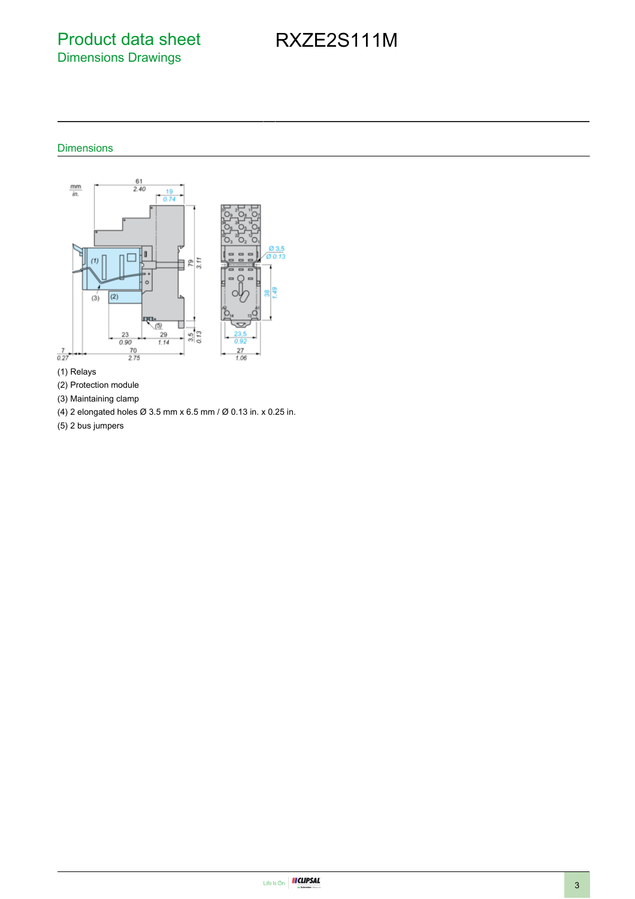# Product data sheet
## Dimensions Drawings

# RXZE2S111M

### Dimensions

(1) Relays

(2) Protection module

(3) Maintaining clamp

(4) 2 elongated holes Ø 3.5 mm x 6.5 mm / Ø 0.13 in. x 0.25 in.

(5) 2 bus jumpers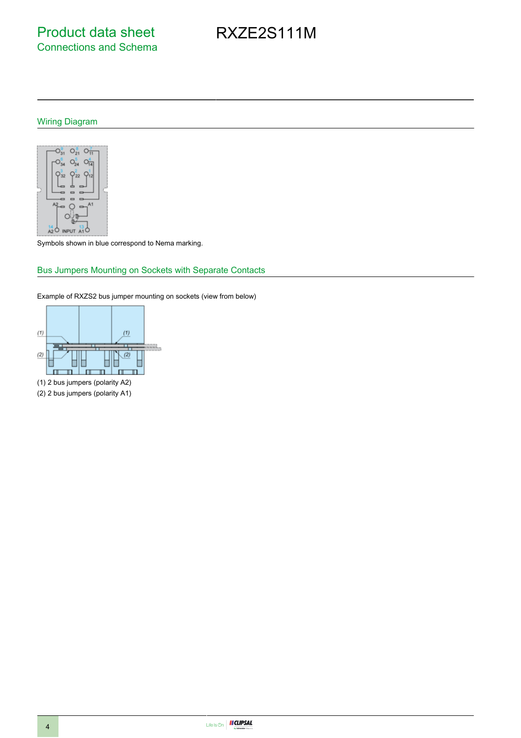## Wiring Diagram

Symbols shown in blue correspond to Nema marking.

## Bus Jumpers Mounting on Sockets with Separate Contacts

Example of RXZS2 bus jumper mounting on sockets (view from below)

(1) 2 bus jumpers (polarity A2)
(2) 2 bus jumpers (polarity A1)